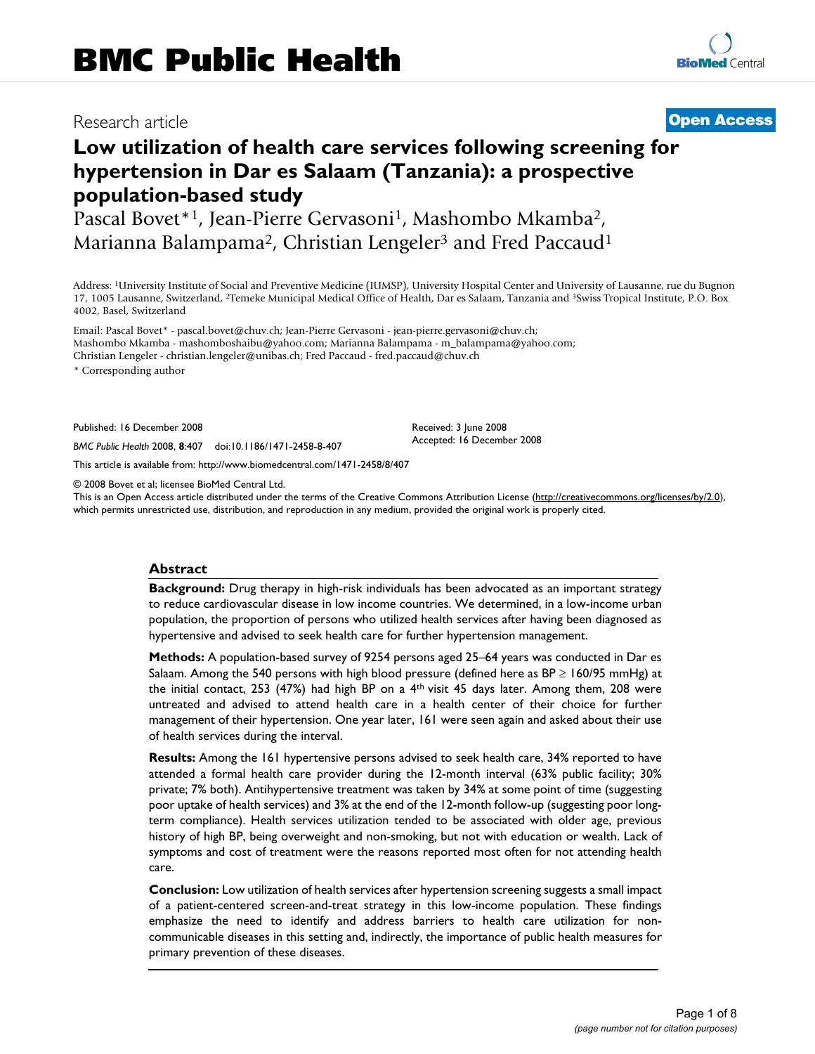# BMC Public Health

Research article **Open Access**

## Low utilization of health care services following screening for hypertension in Dar es Salaam (Tanzania): a prospective population-based study

Pascal Bovet*[1], Jean-Pierre Gervasoni[1], Mashombo Mkamba[2], Marianna Balampama[2], Christian Lengeler[3] and Fred Paccaud[1]

Address: [1]University Institute of Social and Preventive Medicine (IUMSP), University Hospital Center and University of Lausanne, rue du Bugnon 17, 1005 Lausanne, Switzerland, [2]Temeke Municipal Medical Office of Health, Dar es Salaam, Tanzania and [3]Swiss Tropical Institute, P.O. Box 4002, Basel, Switzerland

Email: Pascal Bovet* - pascal.bovet@chuv.ch; Jean-Pierre Gervasoni - jean-pierre.gervasoni@chuv.ch; Mashombo Mkamba - mashomboshaibu@yahoo.com; Marianna Balampama - m_balampama@yahoo.com; Christian Lengeler - christian.lengeler@unibas.ch; Fred Paccaud - fred.paccaud@chuv.ch

\* Corresponding author

Published: 16 December 2008

*BMC Public Health* 2008, **8**:407 doi:10.1186/1471-2458-8-407

Received: 3 June 2008
Accepted: 16 December 2008

This article is available from: http://www.biomedcentral.com/1471-2458/8/407

© 2008 Bovet et al; licensee BioMed Central Ltd.

This is an Open Access article distributed under the terms of the Creative Commons Attribution License (http://creativecommons.org/licenses/by/2.0), which permits unrestricted use, distribution, and reproduction in any medium, provided the original work is properly cited.

### Abstract

**Background:** Drug therapy in high-risk individuals has been advocated as an important strategy to reduce cardiovascular disease in low income countries. We determined, in a low-income urban population, the proportion of persons who utilized health services after having been diagnosed as hypertensive and advised to seek health care for further hypertension management.

**Methods:** A population-based survey of 9254 persons aged 25–64 years was conducted in Dar es Salaam. Among the 540 persons with high blood pressure (defined here as BP ≥ 160/95 mmHg) at the initial contact, 253 (47%) had high BP on a 4th visit 45 days later. Among them, 208 were untreated and advised to attend health care in a health center of their choice for further management of their hypertension. One year later, 161 were seen again and asked about their use of health services during the interval.

**Results:** Among the 161 hypertensive persons advised to seek health care, 34% reported to have attended a formal health care provider during the 12-month interval (63% public facility; 30% private; 7% both). Antihypertensive treatment was taken by 34% at some point of time (suggesting poor uptake of health services) and 3% at the end of the 12-month follow-up (suggesting poor long-term compliance). Health services utilization tended to be associated with older age, previous history of high BP, being overweight and non-smoking, but not with education or wealth. Lack of symptoms and cost of treatment were the reasons reported most often for not attending health care.

**Conclusion:** Low utilization of health services after hypertension screening suggests a small impact of a patient-centered screen-and-treat strategy in this low-income population. These findings emphasize the need to identify and address barriers to health care utilization for non-communicable diseases in this setting and, indirectly, the importance of public health measures for primary prevention of these diseases.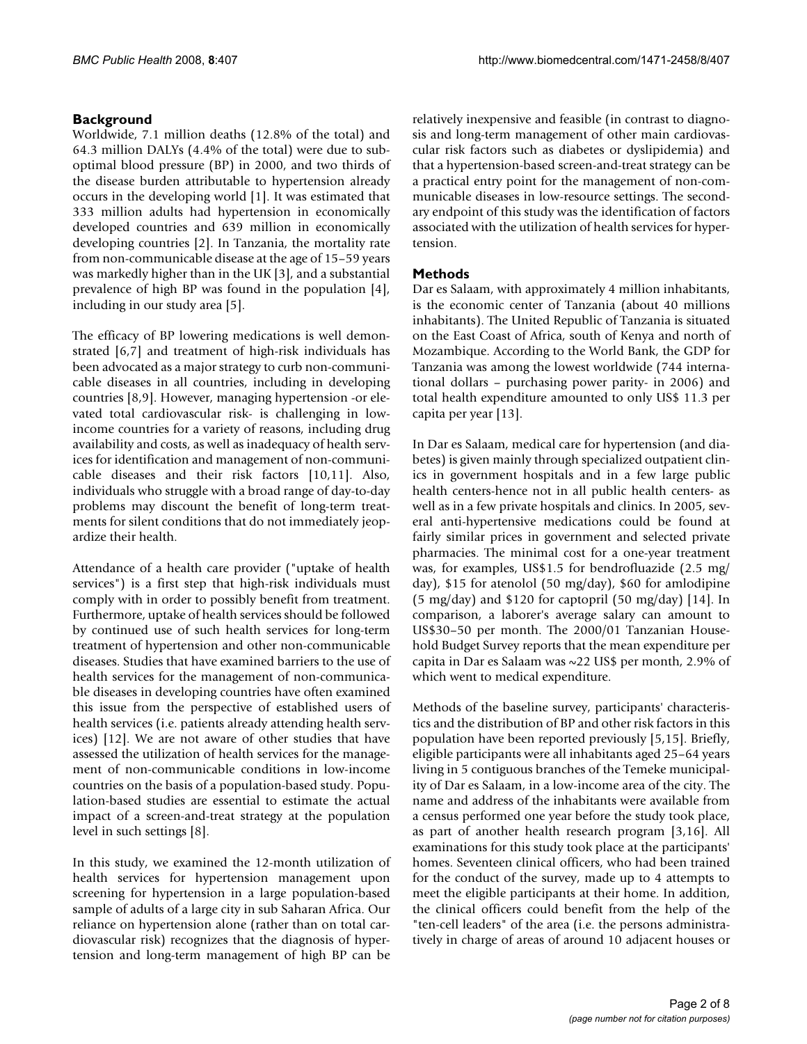## Background

Worldwide, 7.1 million deaths (12.8% of the total) and 64.3 million DALYs (4.4% of the total) were due to sub-optimal blood pressure (BP) in 2000, and two thirds of the disease burden attributable to hypertension already occurs in the developing world [1]. It was estimated that 333 million adults had hypertension in economically developed countries and 639 million in economically developing countries [2]. In Tanzania, the mortality rate from non-communicable disease at the age of 15–59 years was markedly higher than in the UK [3], and a substantial prevalence of high BP was found in the population [4], including in our study area [5].

The efficacy of BP lowering medications is well demonstrated [6,7] and treatment of high-risk individuals has been advocated as a major strategy to curb non-communicable diseases in all countries, including in developing countries [8,9]. However, managing hypertension -or elevated total cardiovascular risk- is challenging in low-income countries for a variety of reasons, including drug availability and costs, as well as inadequacy of health services for identification and management of non-communicable diseases and their risk factors [10,11]. Also, individuals who struggle with a broad range of day-to-day problems may discount the benefit of long-term treatments for silent conditions that do not immediately jeopardize their health.

Attendance of a health care provider ("uptake of health services") is a first step that high-risk individuals must comply with in order to possibly benefit from treatment. Furthermore, uptake of health services should be followed by continued use of such health services for long-term treatment of hypertension and other non-communicable diseases. Studies that have examined barriers to the use of health services for the management of non-communicable diseases in developing countries have often examined this issue from the perspective of established users of health services (i.e. patients already attending health services) [12]. We are not aware of other studies that have assessed the utilization of health services for the management of non-communicable conditions in low-income countries on the basis of a population-based study. Population-based studies are essential to estimate the actual impact of a screen-and-treat strategy at the population level in such settings [8].

In this study, we examined the 12-month utilization of health services for hypertension management upon screening for hypertension in a large population-based sample of adults of a large city in sub Saharan Africa. Our reliance on hypertension alone (rather than on total cardiovascular risk) recognizes that the diagnosis of hypertension and long-term management of high BP can be relatively inexpensive and feasible (in contrast to diagnosis and long-term management of other main cardiovascular risk factors such as diabetes or dyslipidemia) and that a hypertension-based screen-and-treat strategy can be a practical entry point for the management of non-communicable diseases in low-resource settings. The secondary endpoint of this study was the identification of factors associated with the utilization of health services for hypertension.

## Methods

Dar es Salaam, with approximately 4 million inhabitants, is the economic center of Tanzania (about 40 millions inhabitants). The United Republic of Tanzania is situated on the East Coast of Africa, south of Kenya and north of Mozambique. According to the World Bank, the GDP for Tanzania was among the lowest worldwide (744 international dollars – purchasing power parity- in 2006) and total health expenditure amounted to only US$ 11.3 per capita per year [13].

In Dar es Salaam, medical care for hypertension (and diabetes) is given mainly through specialized outpatient clinics in government hospitals and in a few large public health centers-hence not in all public health centers- as well as in a few private hospitals and clinics. In 2005, several anti-hypertensive medications could be found at fairly similar prices in government and selected private pharmacies. The minimal cost for a one-year treatment was, for examples, US$1.5 for bendrofluazide (2.5 mg/day), $15 for atenolol (50 mg/day), $60 for amlodipine (5 mg/day) and $120 for captopril (50 mg/day) [14]. In comparison, a laborer's average salary can amount to US$30–50 per month. The 2000/01 Tanzanian Household Budget Survey reports that the mean expenditure per capita in Dar es Salaam was ~22 US$ per month, 2.9% of which went to medical expenditure.

Methods of the baseline survey, participants' characteristics and the distribution of BP and other risk factors in this population have been reported previously [5,15]. Briefly, eligible participants were all inhabitants aged 25–64 years living in 5 contiguous branches of the Temeke municipality of Dar es Salaam, in a low-income area of the city. The name and address of the inhabitants were available from a census performed one year before the study took place, as part of another health research program [3,16]. All examinations for this study took place at the participants' homes. Seventeen clinical officers, who had been trained for the conduct of the survey, made up to 4 attempts to meet the eligible participants at their home. In addition, the clinical officers could benefit from the help of the "ten-cell leaders" of the area (i.e. the persons administratively in charge of areas of around 10 adjacent houses or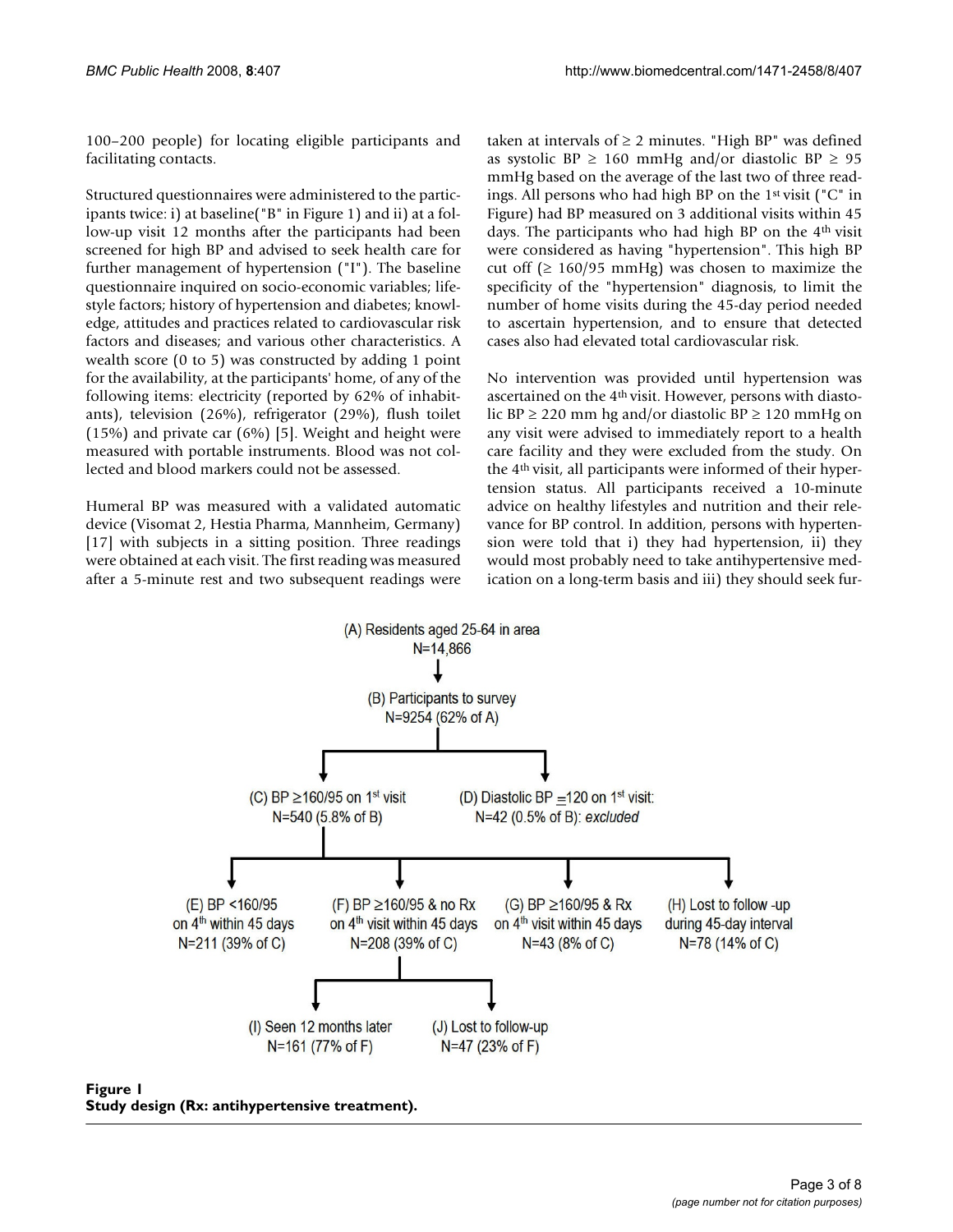100–200 people) for locating eligible participants and facilitating contacts.

Structured questionnaires were administered to the participants twice: i) at baseline("B" in Figure 1) and ii) at a follow-up visit 12 months after the participants had been screened for high BP and advised to seek health care for further management of hypertension ("I"). The baseline questionnaire inquired on socio-economic variables; lifestyle factors; history of hypertension and diabetes; knowledge, attitudes and practices related to cardiovascular risk factors and diseases; and various other characteristics. A wealth score (0 to 5) was constructed by adding 1 point for the availability, at the participants' home, of any of the following items: electricity (reported by 62% of inhabitants), television (26%), refrigerator (29%), flush toilet (15%) and private car (6%) [5]. Weight and height were measured with portable instruments. Blood was not collected and blood markers could not be assessed.

Humeral BP was measured with a validated automatic device (Visomat 2, Hestia Pharma, Mannheim, Germany) [17] with subjects in a sitting position. Three readings were obtained at each visit. The first reading was measured after a 5-minute rest and two subsequent readings were taken at intervals of ≥ 2 minutes. "High BP" was defined as systolic BP ≥ 160 mmHg and/or diastolic BP ≥ 95 mmHg based on the average of the last two of three readings. All persons who had high BP on the 1st visit ("C" in Figure) had BP measured on 3 additional visits within 45 days. The participants who had high BP on the 4th visit were considered as having "hypertension". This high BP cut off (≥ 160/95 mmHg) was chosen to maximize the specificity of the "hypertension" diagnosis, to limit the number of home visits during the 45-day period needed to ascertain hypertension, and to ensure that detected cases also had elevated total cardiovascular risk.

No intervention was provided until hypertension was ascertained on the 4th visit. However, persons with diastolic BP ≥ 220 mm hg and/or diastolic BP ≥ 120 mmHg on any visit were advised to immediately report to a health care facility and they were excluded from the study. On the 4th visit, all participants were informed of their hypertension status. All participants received a 10-minute advice on healthy lifestyles and nutrition and their relevance for BP control. In addition, persons with hypertension were told that i) they had hypertension, ii) they would most probably need to take antihypertensive medication on a long-term basis and iii) they should seek fur-

(A) Residents aged 25-64 in area
N=14,866

(B) Participants to survey
N=9254 (62% of A)

(C) BP ≥160/95 on 1st visit
N=540 (5.8% of B)

(D) Diastolic BP =120 on 1st visit:
N=42 (0.5% of B): *excluded*

(E) BP <160/95
on 4th within 45 days
N=211 (39% of C)

(F) BP ≥160/95 & no Rx
on 4th visit within 45 days
N=208 (39% of C)

(G) BP ≥160/95 & Rx
on 4th visit within 45 days
N=43 (8% of C)

(H) Lost to follow-up
during 45-day interval
N=78 (14% of C)

(I) Seen 12 months later
N=161 (77% of F)

(J) Lost to follow-up
N=47 (23% of F)

**Figure 1**
**Study design (Rx: antihypertensive treatment).**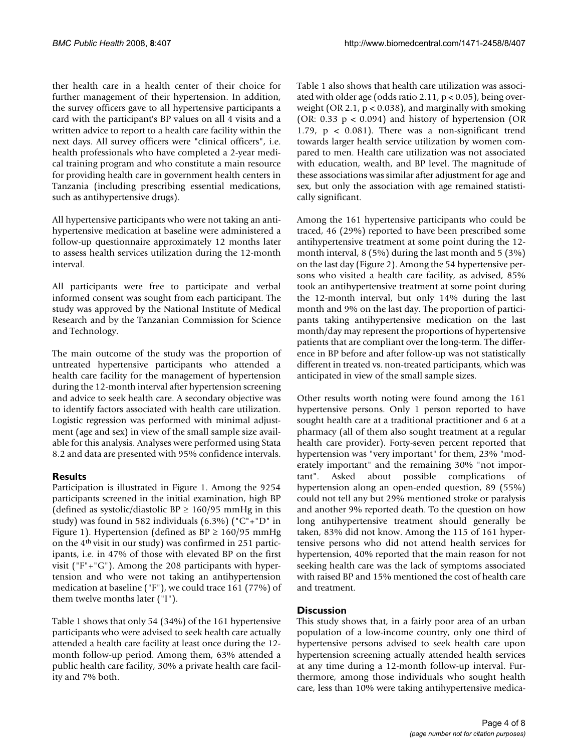ther health care in a health center of their choice for further management of their hypertension. In addition, the survey officers gave to all hypertensive participants a card with the participant's BP values on all 4 visits and a written advice to report to a health care facility within the next days. All survey officers were "clinical officers", i.e. health professionals who have completed a 2-year medical training program and who constitute a main resource for providing health care in government health centers in Tanzania (including prescribing essential medications, such as antihypertensive drugs).

All hypertensive participants who were not taking an antihypertensive medication at baseline were administered a follow-up questionnaire approximately 12 months later to assess health services utilization during the 12-month interval.

All participants were free to participate and verbal informed consent was sought from each participant. The study was approved by the National Institute of Medical Research and by the Tanzanian Commission for Science and Technology.

The main outcome of the study was the proportion of untreated hypertensive participants who attended a health care facility for the management of hypertension during the 12-month interval after hypertension screening and advice to seek health care. A secondary objective was to identify factors associated with health care utilization. Logistic regression was performed with minimal adjustment (age and sex) in view of the small sample size available for this analysis. Analyses were performed using Stata 8.2 and data are presented with 95% confidence intervals.

## Results

Participation is illustrated in Figure 1. Among the 9254 participants screened in the initial examination, high BP (defined as systolic/diastolic BP ≥ 160/95 mmHg in this study) was found in 582 individuals (6.3%) ("C"+"D" in Figure 1). Hypertension (defined as BP ≥ 160/95 mmHg on the 4th visit in our study) was confirmed in 251 participants, i.e. in 47% of those with elevated BP on the first visit ("F"+"G"). Among the 208 participants with hypertension and who were not taking an antihypertension medication at baseline ("F"), we could trace 161 (77%) of them twelve months later ("I").

Table 1 shows that only 54 (34%) of the 161 hypertensive participants who were advised to seek health care actually attended a health care facility at least once during the 12-month follow-up period. Among them, 63% attended a public health care facility, 30% a private health care facility and 7% both.

Table 1 also shows that health care utilization was associated with older age (odds ratio 2.11, $p < 0.05$), being overweight (OR 2.1, $p < 0.038$), and marginally with smoking (OR: 0.33 $p < 0.094$) and history of hypertension (OR 1.79, $p < 0.081$). There was a non-significant trend towards larger health service utilization by women compared to men. Health care utilization was not associated with education, wealth, and BP level. The magnitude of these associations was similar after adjustment for age and sex, but only the association with age remained statistically significant.

Among the 161 hypertensive participants who could be traced, 46 (29%) reported to have been prescribed some antihypertensive treatment at some point during the 12-month interval, 8 (5%) during the last month and 5 (3%) on the last day (Figure 2). Among the 54 hypertensive persons who visited a health care facility, as advised, 85% took an antihypertensive treatment at some point during the 12-month interval, but only 14% during the last month and 9% on the last day. The proportion of participants taking antihypertensive medication on the last month/day may represent the proportions of hypertensive patients that are compliant over the long-term. The difference in BP before and after follow-up was not statistically different in treated vs. non-treated participants, which was anticipated in view of the small sample sizes.

Other results worth noting were found among the 161 hypertensive persons. Only 1 person reported to have sought health care at a traditional practitioner and 6 at a pharmacy (all of them also sought treatment at a regular health care provider). Forty-seven percent reported that hypertension was "very important" for them, 23% "moderately important" and the remaining 30% "not important". Asked about possible complications of hypertension along an open-ended question, 89 (55%) could not tell any but 29% mentioned stroke or paralysis and another 9% reported death. To the question on how long antihypertensive treatment should generally be taken, 83% did not know. Among the 115 of 161 hypertensive persons who did not attend health services for hypertension, 40% reported that the main reason for not seeking health care was the lack of symptoms associated with raised BP and 15% mentioned the cost of health care and treatment.

## Discussion

This study shows that, in a fairly poor area of an urban population of a low-income country, only one third of hypertensive persons advised to seek health care upon hypertension screening actually attended health services at any time during a 12-month follow-up interval. Furthermore, among those individuals who sought health care, less than 10% were taking antihypertensive medica-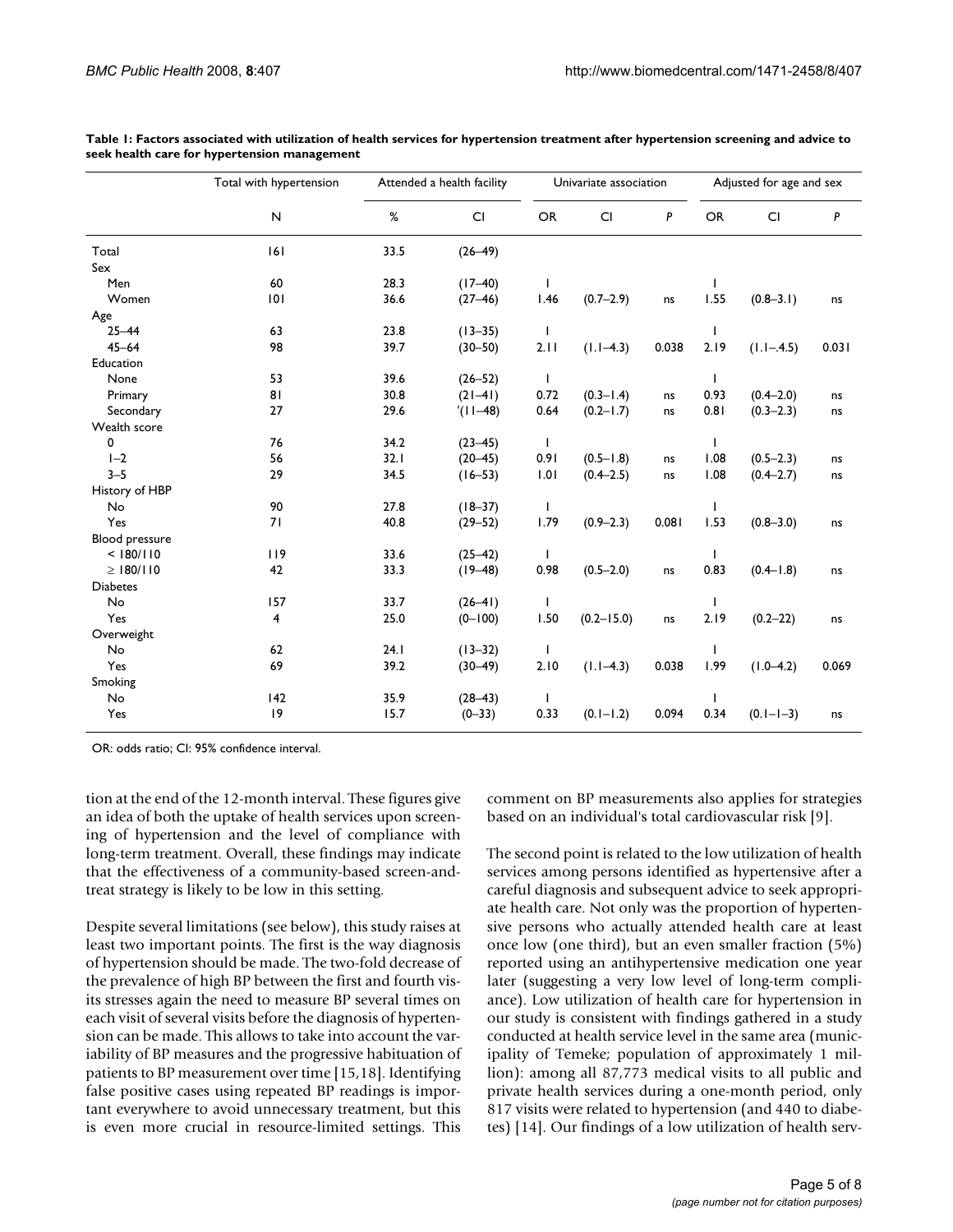**Table 1: Factors associated with utilization of health services for hypertension treatment after hypertension screening and advice to seek health care for hypertension management**

| | Total with hypertension | Attended a health facility | | Univariate association | | | Adjusted for age and sex | | |
|---|---|---|---|---|---|---|---|---|---|
| | N | % | CI | OR | CI | *P* | OR | CI | *P* |
| Total | 161 | 33.5 | (26–49) | | | | | | |
| Sex | | | | | | | | | |
| Men | 60 | 28.3 | (17–40) | 1 | | | 1 | | |
| Women | 101 | 36.6 | (27–46) | 1.46 | (0.7–2.9) | ns | 1.55 | (0.8–3.1) | ns |
| Age | | | | | | | | | |
| 25–44 | 63 | 23.8 | (13–35) | 1 | | | 1 | | |
| 45–64 | 98 | 39.7 | (30–50) | 2.11 | (1.1–4.3) | 0.038 | 2.19 | (1.1–.4.5) | 0.031 |
| Education | | | | | | | | | |
| None | 53 | 39.6 | (26–52) | 1 | | | 1 | | |
| Primary | 81 | 30.8 | (21–41) | 0.72 | (0.3–1.4) | ns | 0.93 | (0.4–2.0) | ns |
| Secondary | 27 | 29.6 | '(11–48) | 0.64 | (0.2–1.7) | ns | 0.81 | (0.3–2.3) | ns |
| Wealth score | | | | | | | | | |
| 0 | 76 | 34.2 | (23–45) | 1 | | | 1 | | |
| 1–2 | 56 | 32.1 | (20–45) | 0.91 | (0.5–1.8) | ns | 1.08 | (0.5–2.3) | ns |
| 3–5 | 29 | 34.5 | (16–53) | 1.01 | (0.4–2.5) | ns | 1.08 | (0.4–2.7) | ns |
| History of HBP | | | | | | | | | |
| No | 90 | 27.8 | (18–37) | 1 | | | 1 | | |
| Yes | 71 | 40.8 | (29–52) | 1.79 | (0.9–2.3) | 0.081 | 1.53 | (0.8–3.0) | ns |
| Blood pressure | | | | | | | | | |
| < 180/110 | 119 | 33.6 | (25–42) | 1 | | | 1 | | |
| ≥ 180/110 | 42 | 33.3 | (19–48) | 0.98 | (0.5–2.0) | ns | 0.83 | (0.4–1.8) | ns |
| Diabetes | | | | | | | | | |
| No | 157 | 33.7 | (26–41) | 1 | | | 1 | | |
| Yes | 4 | 25.0 | (0–100) | 1.50 | (0.2–15.0) | ns | 2.19 | (0.2–22) | ns |
| Overweight | | | | | | | | | |
| No | 62 | 24.1 | (13–32) | 1 | | | 1 | | |
| Yes | 69 | 39.2 | (30–49) | 2.10 | (1.1–4.3) | 0.038 | 1.99 | (1.0–4.2) | 0.069 |
| Smoking | | | | | | | | | |
| No | 142 | 35.9 | (28–43) | 1 | | | 1 | | |
| Yes | 19 | 15.7 | (0–33) | 0.33 | (0.1–1.2) | 0.094 | 0.34 | (0.1–1–3) | ns |

OR: odds ratio; CI: 95% confidence interval.

tion at the end of the 12-month interval. These figures give an idea of both the uptake of health services upon screening of hypertension and the level of compliance with long-term treatment. Overall, these findings may indicate that the effectiveness of a community-based screen-and-treat strategy is likely to be low in this setting.

Despite several limitations (see below), this study raises at least two important points. The first is the way diagnosis of hypertension should be made. The two-fold decrease of the prevalence of high BP between the first and fourth visits stresses again the need to measure BP several times on each visit of several visits before the diagnosis of hypertension can be made. This allows to take into account the variability of BP measures and the progressive habituation of patients to BP measurement over time [15,18]. Identifying false positive cases using repeated BP readings is important everywhere to avoid unnecessary treatment, but this is even more crucial in resource-limited settings. This comment on BP measurements also applies for strategies based on an individual's total cardiovascular risk [9].

The second point is related to the low utilization of health services among persons identified as hypertensive after a careful diagnosis and subsequent advice to seek appropriate health care. Not only was the proportion of hypertensive persons who actually attended health care at least once low (one third), but an even smaller fraction (5%) reported using an antihypertensive medication one year later (suggesting a very low level of long-term compliance). Low utilization of health care for hypertension in our study is consistent with findings gathered in a study conducted at health service level in the same area (municipality of Temeke; population of approximately 1 million): among all 87,773 medical visits to all public and private health services during a one-month period, only 817 visits were related to hypertension (and 440 to diabetes) [14]. Our findings of a low utilization of health serv-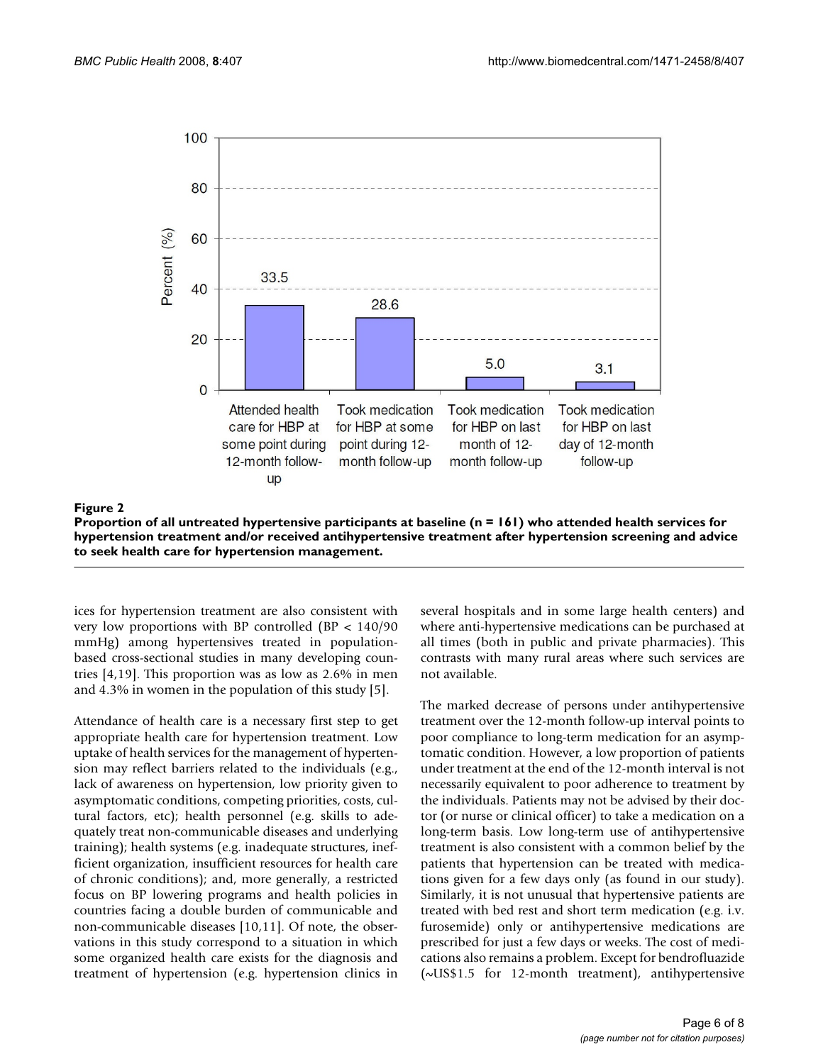100
80
60
40
20
0

Percent (%)

33.5

28.6

5.0

3.1

Attended health care for HBP at some point during 12-month follow-up

Took medication for HBP at some point during 12-month follow-up

Took medication for HBP on last month of 12-month follow-up

Took medication for HBP on last day of 12-month follow-up

**Figure 2**

**Proportion of all untreated hypertensive participants at baseline (n = 161) who attended health services for hypertension treatment and/or received antihypertensive treatment after hypertension screening and advice to seek health care for hypertension management.**

ices for hypertension treatment are also consistent with very low proportions with BP controlled (BP < 140/90 mmHg) among hypertensives treated in population-based cross-sectional studies in many developing countries [4,19]. This proportion was as low as 2.6% in men and 4.3% in women in the population of this study [5].

Attendance of health care is a necessary first step to get appropriate health care for hypertension treatment. Low uptake of health services for the management of hypertension may reflect barriers related to the individuals (e.g., lack of awareness on hypertension, low priority given to asymptomatic conditions, competing priorities, costs, cultural factors, etc); health personnel (e.g. skills to adequately treat non-communicable diseases and underlying training); health systems (e.g. inadequate structures, inefficient organization, insufficient resources for health care of chronic conditions); and, more generally, a restricted focus on BP lowering programs and health policies in countries facing a double burden of communicable and non-communicable diseases [10,11]. Of note, the observations in this study correspond to a situation in which some organized health care exists for the diagnosis and treatment of hypertension (e.g. hypertension clinics in several hospitals and in some large health centers) and where anti-hypertensive medications can be purchased at all times (both in public and private pharmacies). This contrasts with many rural areas where such services are not available.

The marked decrease of persons under antihypertensive treatment over the 12-month follow-up interval points to poor compliance to long-term medication for an asymptomatic condition. However, a low proportion of patients under treatment at the end of the 12-month interval is not necessarily equivalent to poor adherence to treatment by the individuals. Patients may not be advised by their doctor (or nurse or clinical officer) to take a medication on a long-term basis. Low long-term use of antihypertensive treatment is also consistent with a common belief by the patients that hypertension can be treated with medications given for a few days only (as found in our study). Similarly, it is not unusual that hypertensive patients are treated with bed rest and short term medication (e.g. i.v. furosemide) only or antihypertensive medications are prescribed for just a few days or weeks. The cost of medications also remains a problem. Except for bendrofluazide (~US$1.5 for 12-month treatment), antihypertensive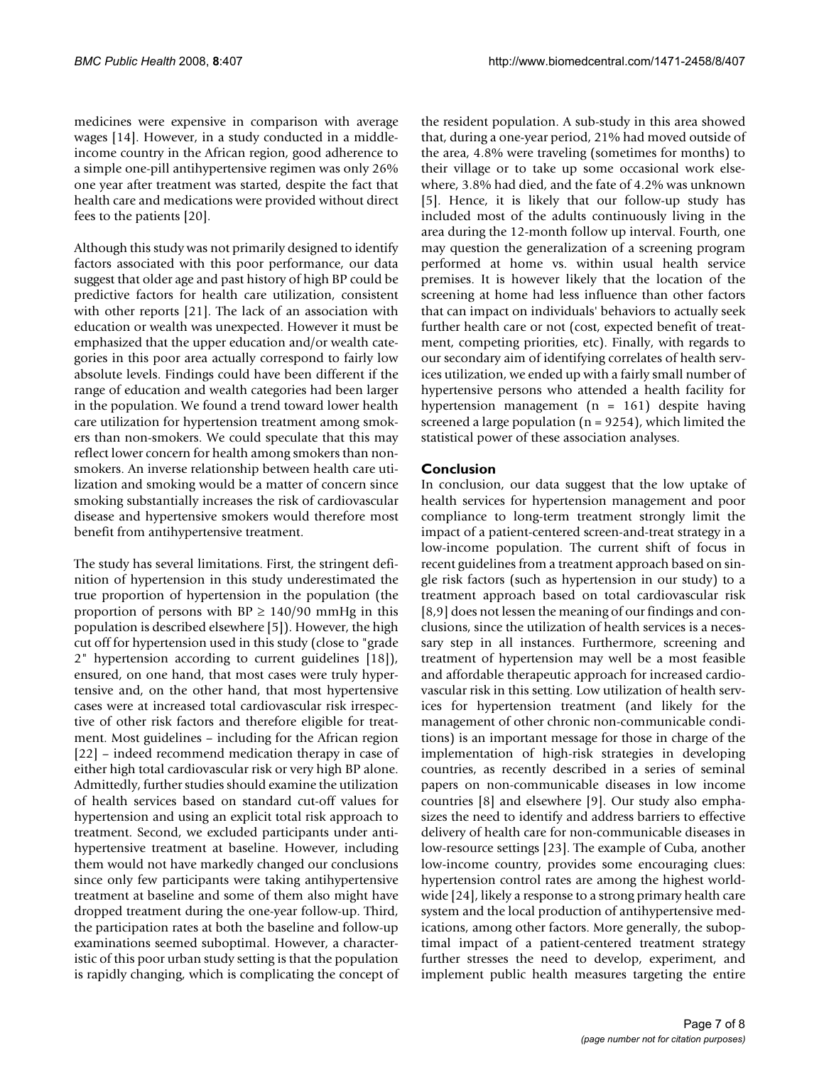medicines were expensive in comparison with average wages [14]. However, in a study conducted in a middle-income country in the African region, good adherence to a simple one-pill antihypertensive regimen was only 26% one year after treatment was started, despite the fact that health care and medications were provided without direct fees to the patients [20].

Although this study was not primarily designed to identify factors associated with this poor performance, our data suggest that older age and past history of high BP could be predictive factors for health care utilization, consistent with other reports [21]. The lack of an association with education or wealth was unexpected. However it must be emphasized that the upper education and/or wealth categories in this poor area actually correspond to fairly low absolute levels. Findings could have been different if the range of education and wealth categories had been larger in the population. We found a trend toward lower health care utilization for hypertension treatment among smokers than non-smokers. We could speculate that this may reflect lower concern for health among smokers than non-smokers. An inverse relationship between health care utilization and smoking would be a matter of concern since smoking substantially increases the risk of cardiovascular disease and hypertensive smokers would therefore most benefit from antihypertensive treatment.

The study has several limitations. First, the stringent definition of hypertension in this study underestimated the true proportion of hypertension in the population (the proportion of persons with BP ≥ 140/90 mmHg in this population is described elsewhere [5]). However, the high cut off for hypertension used in this study (close to "grade 2" hypertension according to current guidelines [18]), ensured, on one hand, that most cases were truly hypertensive and, on the other hand, that most hypertensive cases were at increased total cardiovascular risk irrespective of other risk factors and therefore eligible for treatment. Most guidelines – including for the African region [22] – indeed recommend medication therapy in case of either high total cardiovascular risk or very high BP alone. Admittedly, further studies should examine the utilization of health services based on standard cut-off values for hypertension and using an explicit total risk approach to treatment. Second, we excluded participants under antihypertensive treatment at baseline. However, including them would not have markedly changed our conclusions since only few participants were taking antihypertensive treatment at baseline and some of them also might have dropped treatment during the one-year follow-up. Third, the participation rates at both the baseline and follow-up examinations seemed suboptimal. However, a characteristic of this poor urban study setting is that the population is rapidly changing, which is complicating the concept of the resident population. A sub-study in this area showed that, during a one-year period, 21% had moved outside of the area, 4.8% were traveling (sometimes for months) to their village or to take up some occasional work elsewhere, 3.8% had died, and the fate of 4.2% was unknown [5]. Hence, it is likely that our follow-up study has included most of the adults continuously living in the area during the 12-month follow up interval. Fourth, one may question the generalization of a screening program performed at home vs. within usual health service premises. It is however likely that the location of the screening at home had less influence than other factors that can impact on individuals' behaviors to actually seek further health care or not (cost, expected benefit of treatment, competing priorities, etc). Finally, with regards to our secondary aim of identifying correlates of health services utilization, we ended up with a fairly small number of hypertensive persons who attended a health facility for hypertension management (n = 161) despite having screened a large population (n = 9254), which limited the statistical power of these association analyses.

## Conclusion

In conclusion, our data suggest that the low uptake of health services for hypertension management and poor compliance to long-term treatment strongly limit the impact of a patient-centered screen-and-treat strategy in a low-income population. The current shift of focus in recent guidelines from a treatment approach based on single risk factors (such as hypertension in our study) to a treatment approach based on total cardiovascular risk [8,9] does not lessen the meaning of our findings and conclusions, since the utilization of health services is a necessary step in all instances. Furthermore, screening and treatment of hypertension may well be a most feasible and affordable therapeutic approach for increased cardiovascular risk in this setting. Low utilization of health services for hypertension treatment (and likely for the management of other chronic non-communicable conditions) is an important message for those in charge of the implementation of high-risk strategies in developing countries, as recently described in a series of seminal papers on non-communicable diseases in low income countries [8] and elsewhere [9]. Our study also emphasizes the need to identify and address barriers to effective delivery of health care for non-communicable diseases in low-resource settings [23]. The example of Cuba, another low-income country, provides some encouraging clues: hypertension control rates are among the highest worldwide [24], likely a response to a strong primary health care system and the local production of antihypertensive medications, among other factors. More generally, the suboptimal impact of a patient-centered treatment strategy further stresses the need to develop, experiment, and implement public health measures targeting the entire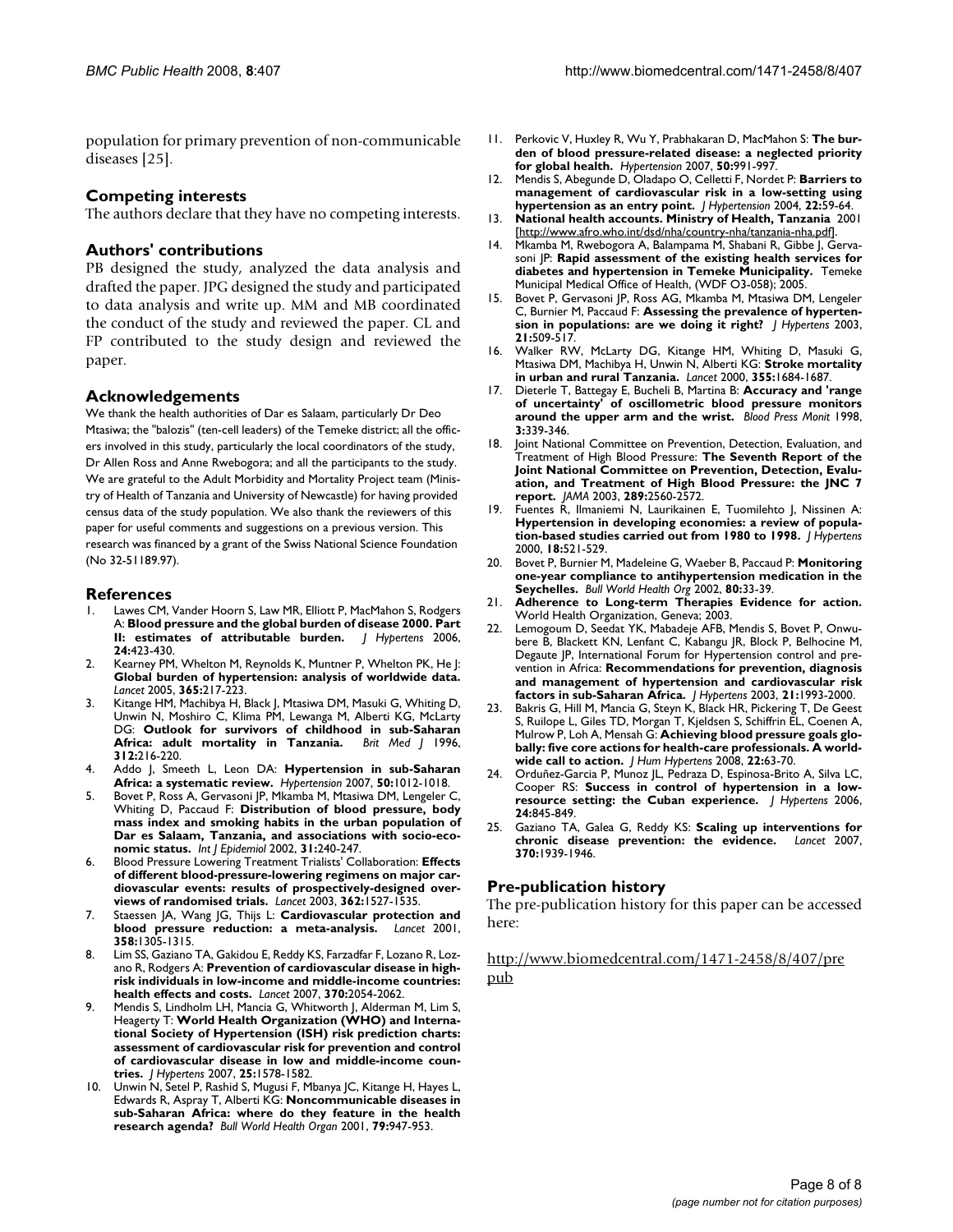population for primary prevention of non-communicable diseases [25].

## Competing interests

The authors declare that they have no competing interests.

## Authors' contributions

PB designed the study, analyzed the data analysis and drafted the paper. JPG designed the study and participated to data analysis and write up. MM and MB coordinated the conduct of the study and reviewed the paper. CL and FP contributed to the study design and reviewed the paper.

## Acknowledgements

We thank the health authorities of Dar es Salaam, particularly Dr Deo Mtasiwa; the "balozis" (ten-cell leaders) of the Temeke district; all the officers involved in this study, particularly the local coordinators of the study, Dr Allen Ross and Anne Rwebogora; and all the participants to the study. We are grateful to the Adult Morbidity and Mortality Project team (Ministry of Health of Tanzania and University of Newcastle) for having provided census data of the study population. We also thank the reviewers of this paper for useful comments and suggestions on a previous version. This research was financed by a grant of the Swiss National Science Foundation (No 32-51189.97).

## References

1. Lawes CM, Vander Hoorn S, Law MR, Elliott P, MacMahon S, Rodgers A: **Blood pressure and the global burden of disease 2000. Part II: estimates of attributable burden.** *J Hypertens* 2006, **24:**423-430.
2. Kearney PM, Whelton M, Reynolds K, Muntner P, Whelton PK, He J: **Global burden of hypertension: analysis of worldwide data.** *Lancet* 2005, **365:**217-223.
3. Kitange HM, Machibya H, Black J, Mtasiwa DM, Masuki G, Whiting D, Unwin N, Moshiro C, Klima PM, Lewanga M, Alberti KG, McLarty DG: **Outlook for survivors of childhood in sub-Saharan Africa: adult mortality in Tanzania.** *Brit Med J* 1996, **312:**216-220.
4. Addo J, Smeeth L, Leon DA: **Hypertension in sub-Saharan Africa: a systematic review.** *Hypertension* 2007, **50:**1012-1018.
5. Bovet P, Ross A, Gervasoni JP, Mkamba M, Mtasiwa DM, Lengeler C, Whiting D, Paccaud F: **Distribution of blood pressure, body mass index and smoking habits in the urban population of Dar es Salaam, Tanzania, and associations with socio-economic status.** *Int J Epidemiol* 2002, **31:**240-247.
6. Blood Pressure Lowering Treatment Trialists' Collaboration: **Effects of different blood-pressure-lowering regimens on major cardiovascular events: results of prospectively-designed overviews of randomised trials.** *Lancet* 2003, **362:**1527-1535.
7. Staessen JA, Wang JG, Thijs L: **Cardiovascular protection and blood pressure reduction: a meta-analysis.** *Lancet* 2001, **358:**1305-1315.
8. Lim SS, Gaziano TA, Gakidou E, Reddy KS, Farzadfar F, Lozano R, Rodgers A: **Prevention of cardiovascular disease in high-risk individuals in low-income and middle-income countries: health effects and costs.** *Lancet* 2007, **370:**2054-2062.
9. Mendis S, Lindholm LH, Mancia G, Whitworth J, Alderman M, Lim S, Heagerty T: **World Health Organization (WHO) and International Society of Hypertension (ISH) risk prediction charts: assessment of cardiovascular risk for prevention and control of cardiovascular disease in low and middle-income countries.** *J Hypertens* 2007, **25:**1578-1582.
10. Unwin N, Setel P, Rashid S, Mugusi F, Mbanya JC, Kitange H, Hayes L, Edwards R, Aspray T, Alberti KG: **Noncommunicable diseases in sub-Saharan Africa: where do they feature in the health research agenda?** *Bull World Health Organ* 2001, **79:**947-953.
11. Perkovic V, Huxley R, Wu Y, Prabhakaran D, MacMahon S: **The burden of blood pressure-related disease: a neglected priority for global health.** *Hypertension* 2007, **50:**991-997.
12. Mendis S, Abegunde D, Oladapo O, Celletti F, Nordet P: **Barriers to management of cardiovascular risk in a low-setting using hypertension as an entry point.** *J Hypertension* 2004, **22:**59-64.
13. **National health accounts. Ministry of Health, Tanzania** 2001 [http://www.afro.who.int/dsd/nha/country-nha/tanzania-nha.pdf].
14. Mkamba M, Rwebogora A, Balampama M, Shabani R, Gibbe J, Gervasoni JP: **Rapid assessment of the existing health services for diabetes and hypertension in Temeke Municipality.** Temeke Municipal Medical Office of Health, (WDF O3-058); 2005.
15. Bovet P, Gervasoni JP, Ross AG, Mkamba M, Mtasiwa DM, Lengeler C, Burnier M, Paccaud F: **Assessing the prevalence of hypertension in populations: are we doing it right?** *J Hypertens* 2003, **21:**509-517.
16. Walker RW, McLarty DG, Kitange HM, Whiting D, Masuki G, Mtasiwa DM, Machibya H, Unwin N, Alberti KG: **Stroke mortality in urban and rural Tanzania.** *Lancet* 2000, **355:**1684-1687.
17. Dieterle T, Battegay E, Bucheli B, Martina B: **Accuracy and 'range of uncertainty' of oscillometric blood pressure monitors around the upper arm and the wrist.** *Blood Press Monit* 1998, **3:**339-346.
18. Joint National Committee on Prevention, Detection, Evaluation, and Treatment of High Blood Pressure: **The Seventh Report of the Joint National Committee on Prevention, Detection, Evaluation, and Treatment of High Blood Pressure: the JNC 7 report.** *JAMA* 2003, **289:**2560-2572.
19. Fuentes R, Ilmaniemi N, Laurikainen E, Tuomilehto J, Nissinen A: **Hypertension in developing economies: a review of population-based studies carried out from 1980 to 1998.** *J Hypertens* 2000, **18:**521-529.
20. Bovet P, Burnier M, Madeleine G, Waeber B, Paccaud P: **Monitoring one-year compliance to antihypertension medication in the Seychelles.** *Bull World Health Org* 2002, **80:**33-39.
21. **Adherence to Long-term Therapies Evidence for action.** World Health Organization, Geneva; 2003.
22. Lemogoum D, Seedat YK, Mabadeje AFB, Mendis S, Bovet P, Onwubere B, Blackett KN, Lenfant C, Kabangu JR, Block P, Belhocine M, Degaute JP, International Forum for Hypertension control and prevention in Africa: **Recommendations for prevention, diagnosis and management of hypertension and cardiovascular risk factors in sub-Saharan Africa.** *J Hypertens* 2003, **21:**1993-2000.
23. Bakris G, Hill M, Mancia G, Steyn K, Black HR, Pickering T, De Geest S, Ruilope L, Giles TD, Morgan T, Kjeldsen S, Schiffrin EL, Coenen A, Mulrow P, Loh A, Mensah G: **Achieving blood pressure goals globally: five core actions for health-care professionals. A worldwide call to action.** *J Hum Hypertens* 2008, **22:**63-70.
24. Orduñez-Garcia P, Munoz JL, Pedraza D, Espinosa-Brito A, Silva LC, Cooper RS: **Success in control of hypertension in a low-resource setting: the Cuban experience.** *J Hypertens* 2006, **24:**845-849.
25. Gaziano TA, Galea G, Reddy KS: **Scaling up interventions for chronic disease prevention: the evidence.** *Lancet* 2007, **370:**1939-1946.

## Pre-publication history

The pre-publication history for this paper can be accessed here:

http://www.biomedcentral.com/1471-2458/8/407/prepub